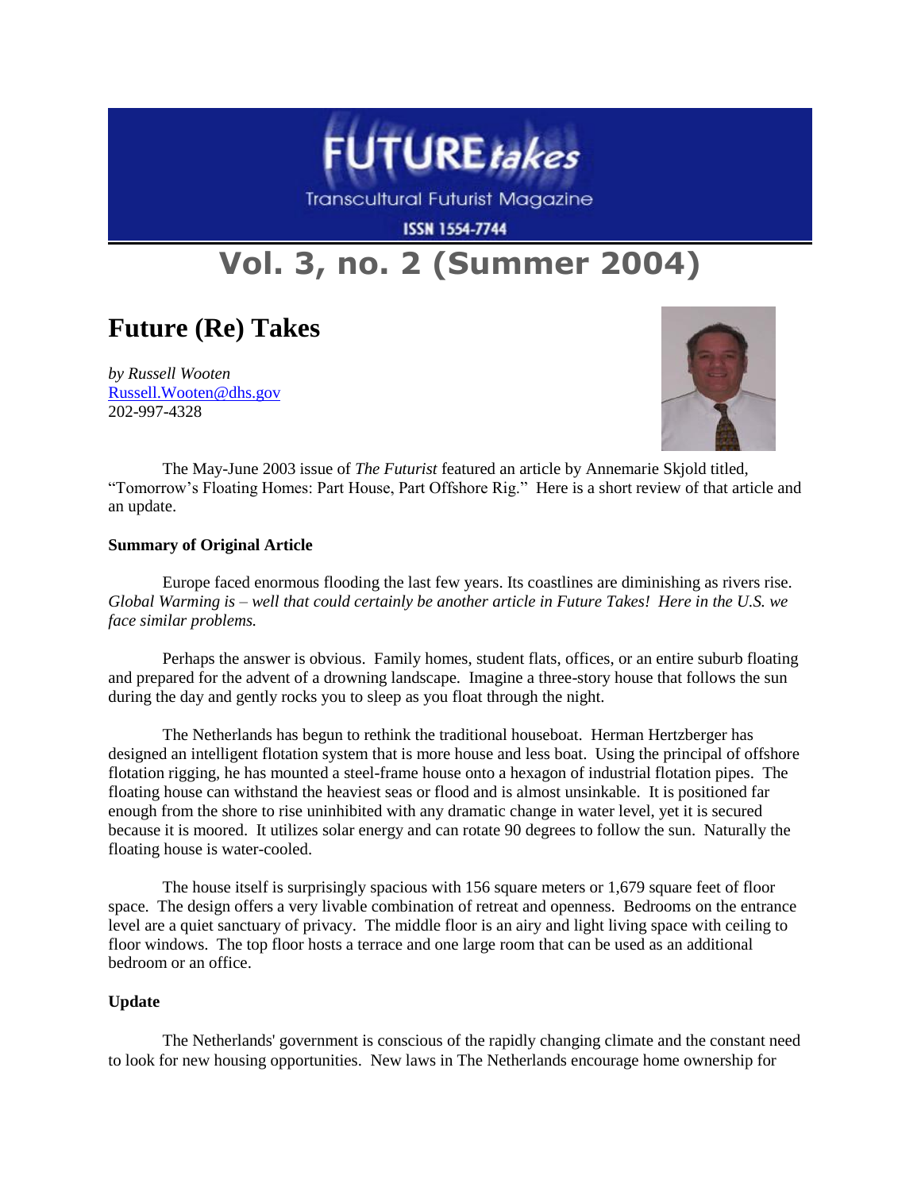# Vol. 3, no. 2 (Summer 2004)

## Future (Re) Takes

*by Russell Wooten*
Russell.Wooten@dhs.gov
202-997-4328

The May-June 2003 issue of *The Futurist* featured an article by Annemarie Skjold titled, "Tomorrow's Floating Homes: Part House, Part Offshore Rig." Here is a short review of that article and an update.

**Summary of Original Article**

Europe faced enormous flooding the last few years. Its coastlines are diminishing as rivers rise. *Global Warming is – well that could certainly be another article in Future Takes! Here in the U.S. we face similar problems.*

Perhaps the answer is obvious. Family homes, student flats, offices, or an entire suburb floating and prepared for the advent of a drowning landscape. Imagine a three-story house that follows the sun during the day and gently rocks you to sleep as you float through the night.

The Netherlands has begun to rethink the traditional houseboat. Herman Hertzberger has designed an intelligent flotation system that is more house and less boat. Using the principal of offshore flotation rigging, he has mounted a steel-frame house onto a hexagon of industrial flotation pipes. The floating house can withstand the heaviest seas or flood and is almost unsinkable. It is positioned far enough from the shore to rise uninhibited with any dramatic change in water level, yet it is secured because it is moored. It utilizes solar energy and can rotate 90 degrees to follow the sun. Naturally the floating house is water-cooled.

The house itself is surprisingly spacious with 156 square meters or 1,679 square feet of floor space. The design offers a very livable combination of retreat and openness. Bedrooms on the entrance level are a quiet sanctuary of privacy. The middle floor is an airy and light living space with ceiling to floor windows. The top floor hosts a terrace and one large room that can be used as an additional bedroom or an office.

**Update**

The Netherlands' government is conscious of the rapidly changing climate and the constant need to look for new housing opportunities. New laws in The Netherlands encourage home ownership for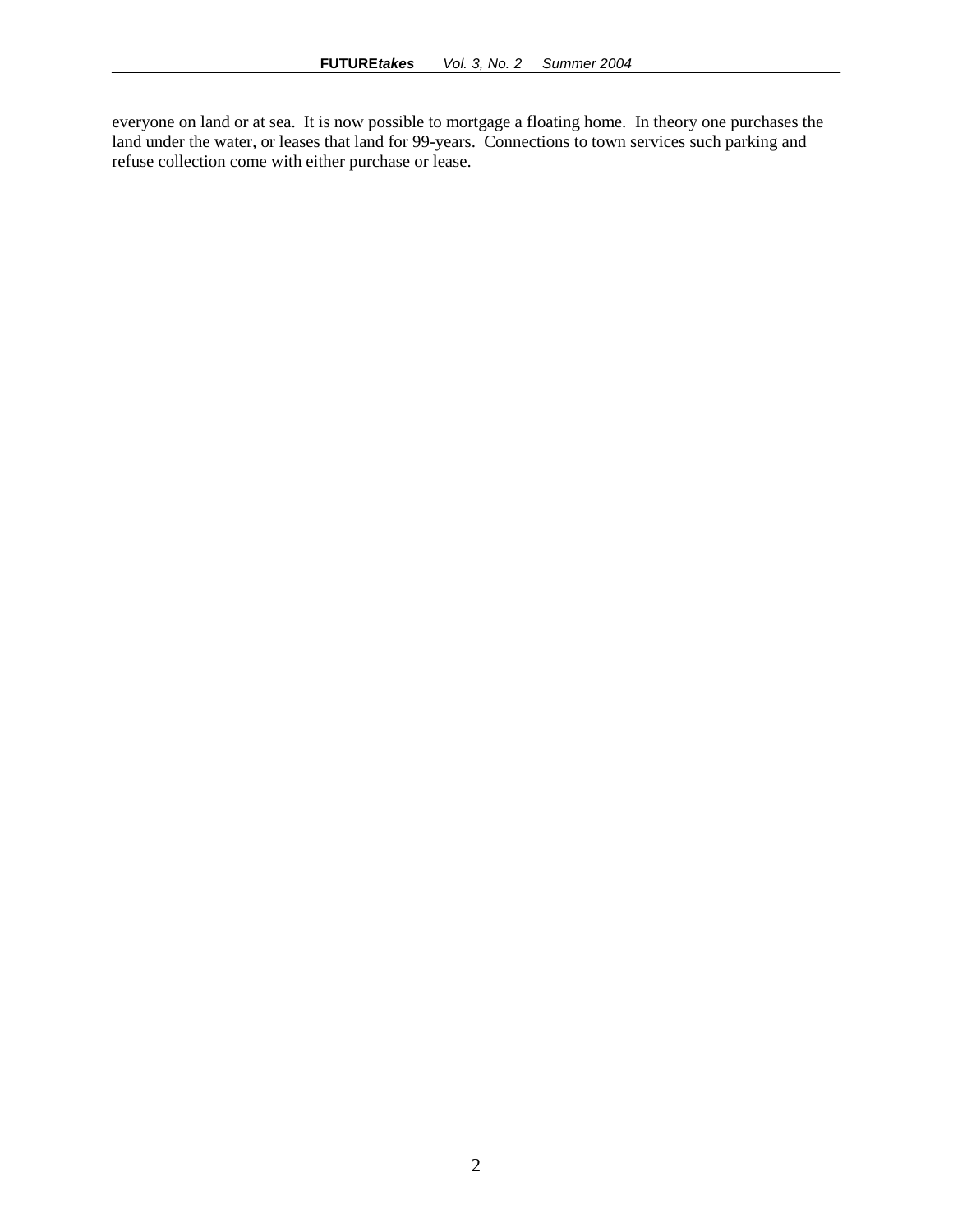everyone on land or at sea. It is now possible to mortgage a floating home. In theory one purchases the land under the water, or leases that land for 99-years. Connections to town services such parking and refuse collection come with either purchase or lease.